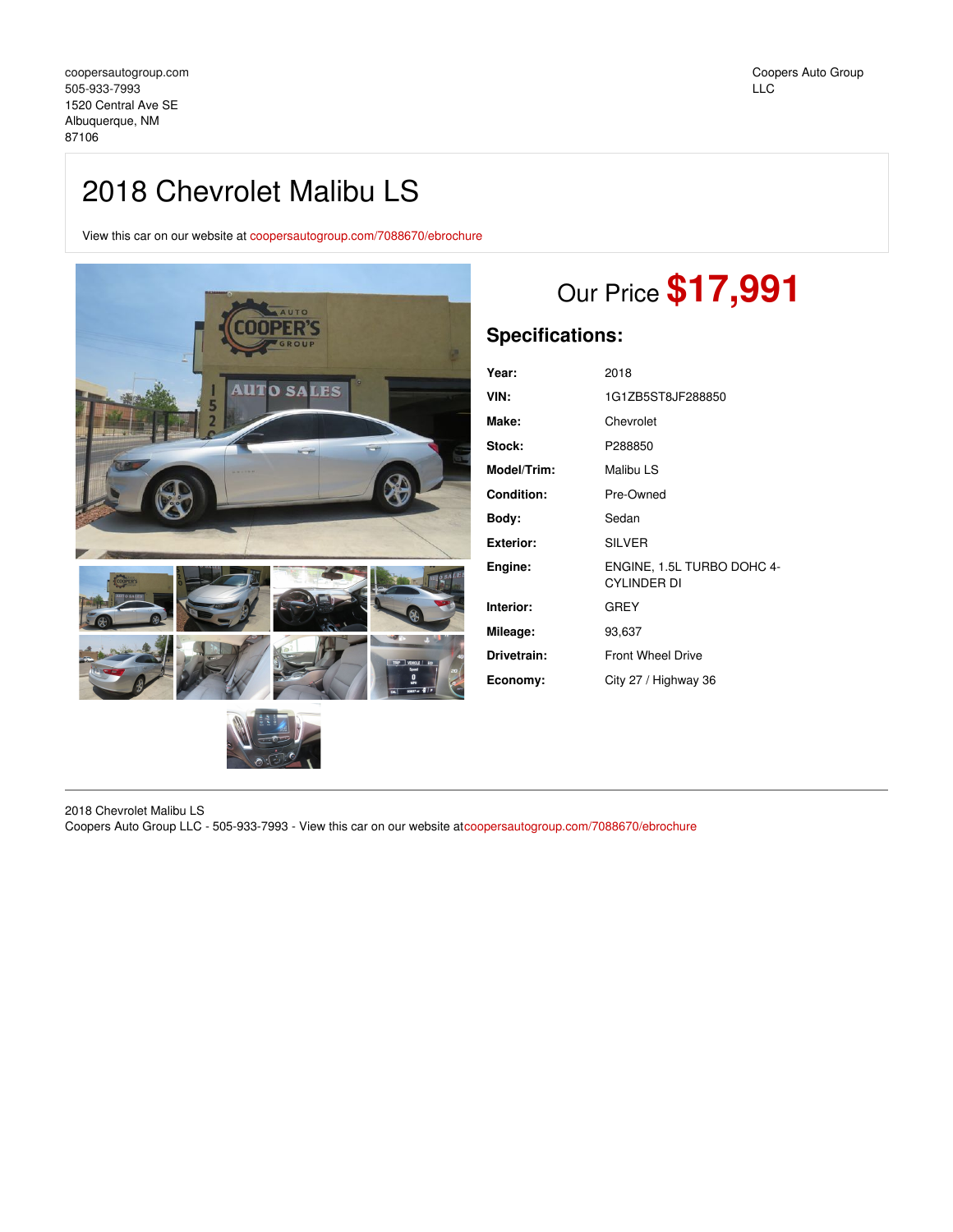coopersautogroup.com
505-933-7993
1520 Central Ave SE
Albuquerque, NM
87106

Coopers Auto Group
LLC

# 2018 Chevrolet Malibu LS

View this car on our website at coopersautogroup.com/7088670/ebrochure

## Our Price **$17,991**

## Specifications:

| | |
|---|---|
| **Year:** | 2018 |
| **VIN:** | 1G1ZB5ST8JF288850 |
| **Make:** | Chevrolet |
| **Stock:** | P288850 |
| **Model/Trim:** | Malibu LS |
| **Condition:** | Pre-Owned |
| **Body:** | Sedan |
| **Exterior:** | SILVER |
| **Engine:** | ENGINE, 1.5L TURBO DOHC 4-CYLINDER DI |
| **Interior:** | GREY |
| **Mileage:** | 93,637 |
| **Drivetrain:** | Front Wheel Drive |
| **Economy:** | City 27 / Highway 36 |

2018 Chevrolet Malibu LS
Coopers Auto Group LLC - 505-933-7993 - View this car on our website atcoopersautogroup.com/7088670/ebrochure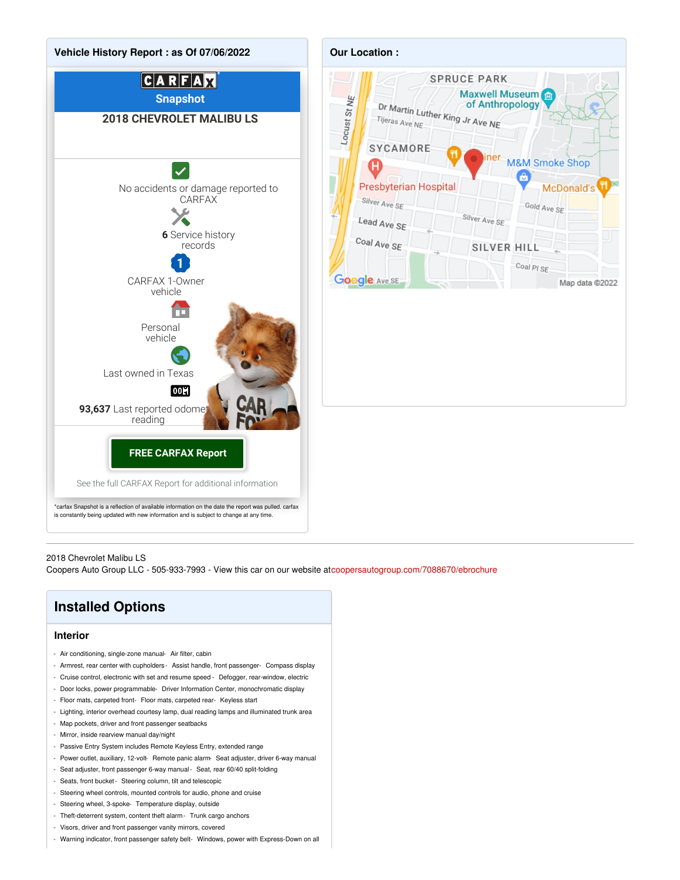## Vehicle History Report : as Of 07/06/2022

**CARFAX Snapshot**

**2018 CHEVROLET MALIBU LS**

No accidents or damage reported to CARFAX

**6** Service history records

CARFAX 1-Owner vehicle

Personal vehicle

Last owned in Texas

**93,637** Last reported odometer reading

**FREE CARFAX Report**

See the full CARFAX Report for additional information

*carfax Snapshot is a reflection of available information on the date the report was pulled. carfax is constantly being updated with new information and is subject to change at any time.

## Our Location :

2018 Chevrolet Malibu LS
Coopers Auto Group LLC - 505-933-7993 - View this car on our website atcoopersautogroup.com/7088670/ebrochure

## Installed Options

### Interior

- Air conditioning, single-zone manual - Air filter, cabin
- Armrest, rear center with cupholders - Assist handle, front passenger - Compass display
- Cruise control, electronic with set and resume speed - Defogger, rear-window, electric
- Door locks, power programmable - Driver Information Center, monochromatic display
- Floor mats, carpeted front - Floor mats, carpeted rear - Keyless start
- Lighting, interior overhead courtesy lamp, dual reading lamps and illuminated trunk area
- Map pockets, driver and front passenger seatbacks
- Mirror, inside rearview manual day/night
- Passive Entry System includes Remote Keyless Entry, extended range
- Power outlet, auxiliary, 12-volt - Remote panic alarm - Seat adjuster, driver 6-way manual
- Seat adjuster, front passenger 6-way manual - Seat, rear 60/40 split-folding
- Seats, front bucket - Steering column, tilt and telescopic
- Steering wheel controls, mounted controls for audio, phone and cruise
- Steering wheel, 3-spoke - Temperature display, outside
- Theft-deterrent system, content theft alarm - Trunk cargo anchors
- Visors, driver and front passenger vanity mirrors, covered
- Warning indicator, front passenger safety belt - Windows, power with Express-Down on all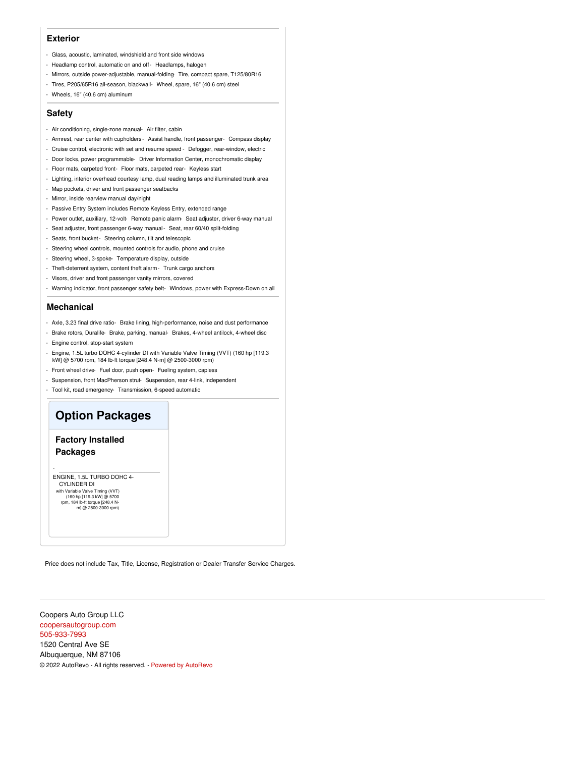## Exterior

- Glass, acoustic, laminated, windshield and front side windows
- Headlamp control, automatic on and off - Headlamps, halogen
- Mirrors, outside power-adjustable, manual-folding - Tire, compact spare, T125/80R16
- Tires, P205/65R16 all-season, blackwall - Wheel, spare, 16" (40.6 cm) steel
- Wheels, 16" (40.6 cm) aluminum

## Safety

- Air conditioning, single-zone manual - Air filter, cabin
- Armrest, rear center with cupholders - Assist handle, front passenger - Compass display
- Cruise control, electronic with set and resume speed - Defogger, rear-window, electric
- Door locks, power programmable - Driver Information Center, monochromatic display
- Floor mats, carpeted front - Floor mats, carpeted rear - Keyless start
- Lighting, interior overhead courtesy lamp, dual reading lamps and illuminated trunk area
- Map pockets, driver and front passenger seatbacks
- Mirror, inside rearview manual day/night
- Passive Entry System includes Remote Keyless Entry, extended range
- Power outlet, auxiliary, 12-volt - Remote panic alarm - Seat adjuster, driver 6-way manual
- Seat adjuster, front passenger 6-way manual - Seat, rear 60/40 split-folding
- Seats, front bucket - Steering column, tilt and telescopic
- Steering wheel controls, mounted controls for audio, phone and cruise
- Steering wheel, 3-spoke - Temperature display, outside
- Theft-deterrent system, content theft alarm - Trunk cargo anchors
- Visors, driver and front passenger vanity mirrors, covered
- Warning indicator, front passenger safety belt - Windows, power with Express-Down on all

## Mechanical

- Axle, 3.23 final drive ratio - Brake lining, high-performance, noise and dust performance
- Brake rotors, Duralife - Brake, parking, manual - Brakes, 4-wheel antilock, 4-wheel disc
- Engine control, stop-start system
- Engine, 1.5L turbo DOHC 4-cylinder DI with Variable Valve Timing (VVT) (160 hp [119.3 kW] @ 5700 rpm, 184 lb-ft torque [248.4 N-m] @ 2500-3000 rpm)
- Front wheel drive - Fuel door, push open - Fueling system, capless
- Suspension, front MacPherson strut - Suspension, rear 4-link, independent
- Tool kit, road emergency - Transmission, 6-speed automatic

# Option Packages

### Factory Installed Packages

- ENGINE, 1.5L TURBO DOHC 4-CYLINDER DI
  with Variable Valve Timing (VVT) (160 hp [119.3 kW] @ 5700 rpm, 184 lb-ft torque [248.4 N-m] @ 2500-3000 rpm)

Price does not include Tax, Title, License, Registration or Dealer Transfer Service Charges.

Coopers Auto Group LLC
coopersautogroup.com
505-933-7993
1520 Central Ave SE
Albuquerque, NM 87106
© 2022 AutoRevo - All rights reserved. - Powered by AutoRevo